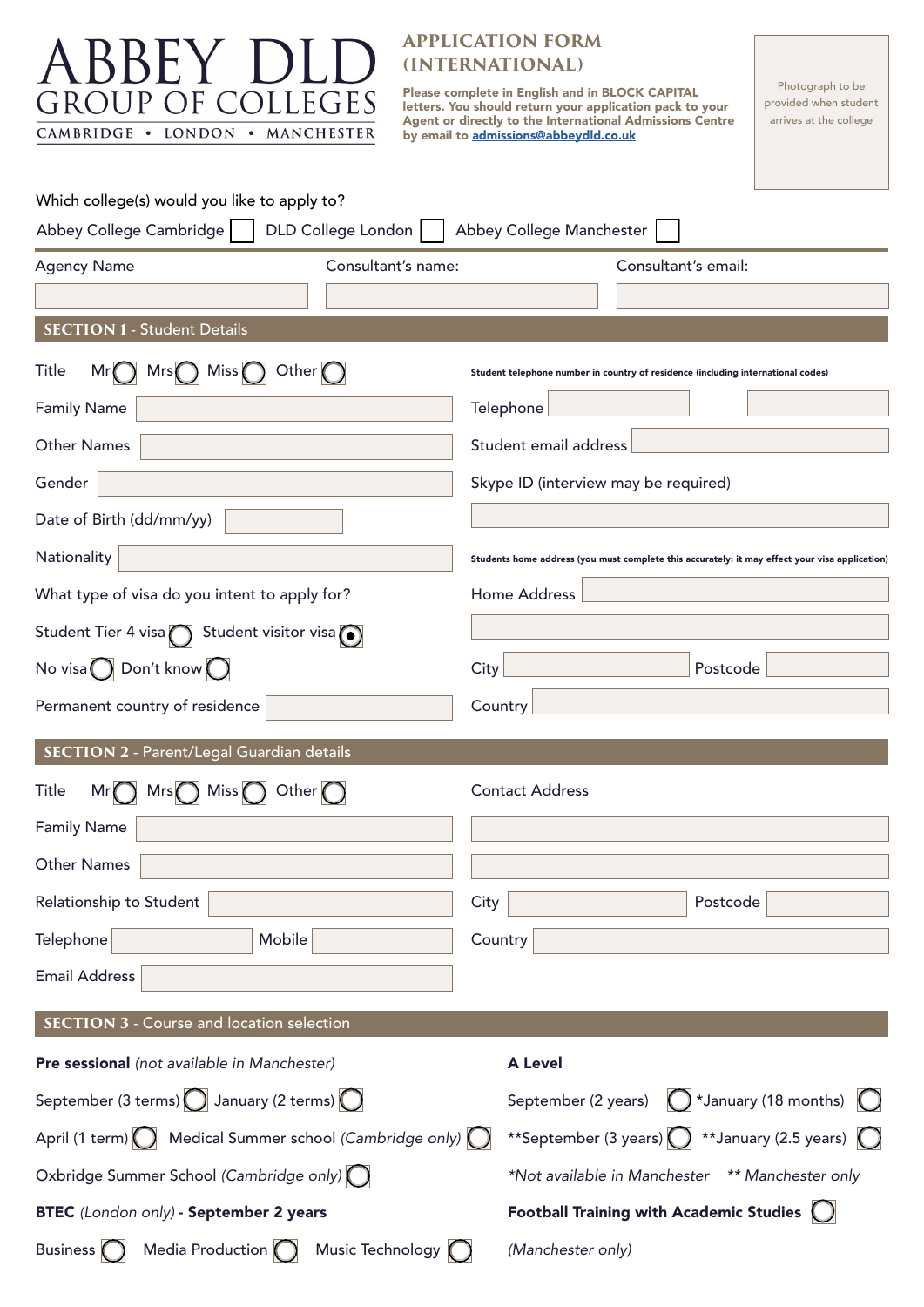# ABBEY DLD GROUP OF COLLEGES

CAMBRIDGE • LONDON • MANCHESTER

## APPLICATION FORM (INTERNATIONAL)

**Please complete in English and in BLOCK CAPITAL letters. You should return your application pack to your Agent or directly to the International Admissions Centre by email to admissions@abbeydld.co.uk**

Photograph to be provided when student arrives at the college

Which college(s) would you like to apply to?

Abbey College Cambridge ☐ DLD College London ☐ Abbey College Manchester ☐

Agency Name | Consultant's name: | Consultant's email:

## SECTION 1 - Student Details

Title Mr ◯ Mrs ◯ Miss ◯ Other ◯

Family Name

Other Names

Gender

Date of Birth (dd/mm/yy)

Nationality

What type of visa do you intent to apply for?

Student Tier 4 visa ◯ Student visitor visa ◉

No visa ◯ Don't know ◯

Permanent country of residence

**Student telephone number in country of residence (including international codes)**

Telephone

Student email address

Skype ID (interview may be required)

**Students home address (you must complete this accurately: it may effect your visa application)**

Home Address

City Postcode

Country

## SECTION 2 - Parent/Legal Guardian details

Title Mr ◯ Mrs ◯ Miss ◯ Other ◯

Family Name

Other Names

Relationship to Student

Telephone Mobile

Email Address

Contact Address

City Postcode

Country

## SECTION 3 - Course and location selection

**Pre sessional** *(not available in Manchester)*

September (3 terms) ◯ January (2 terms) ◯

April (1 term) ◯ Medical Summer school *(Cambridge only)* ◯

Oxbridge Summer School *(Cambridge only)* ◯

**BTEC** *(London only)* **- September 2 years**

Business ◯ Media Production ◯ Music Technology ◯

**A Level**

September (2 years) ◯ *January (18 months) ◯

**September (3 years) ◯ **January (2.5 years) ◯

*\*Not available in Manchester \*\* Manchester only*

**Football Training with Academic Studies** ◯

*(Manchester only)*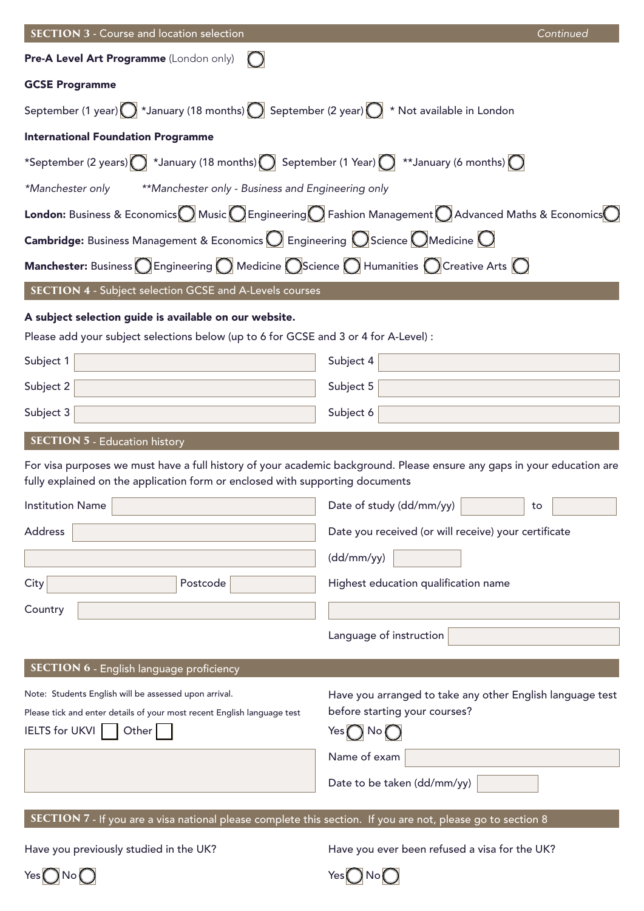## SECTION 3 - Course and location selection *Continued*

**Pre-A Level Art Programme** (London only) ○

**GCSE Programme**

September (1 year) ○ *January (18 months) ○ September (2 year) ○ * Not available in London

**International Foundation Programme**

*September (2 years) ○ *January (18 months) ○ September (1 Year) ○ **January (6 months) ○

*\*Manchester only* *\*\*Manchester only - Business and Engineering only*

**London:** Business & Economics ○ Music ○ Engineering ○ Fashion Management ○ Advanced Maths & Economics ○

**Cambridge:** Business Management & Economics ○ Engineering ○ Science ○ Medicine ○

**Manchester:** Business ○ Engineering ○ Medicine ○ Science ○ Humanities ○ Creative Arts ○

## SECTION 4 - Subject selection GCSE and A-Levels courses

**A subject selection guide is available on our website.**

Please add your subject selections below (up to 6 for GCSE and 3 or 4 for A-Level) :

| | | | |
|---|---|---|---|
| Subject 1 | | Subject 4 | |
| Subject 2 | | Subject 5 | |
| Subject 3 | | Subject 6 | |

## SECTION 5 - Education history

For visa purposes we must have a full history of your academic background. Please ensure any gaps in your education are fully explained on the application form or enclosed with supporting documents

Institution Name ______

Address ______

______

City ______ Postcode ______

Country ______

Date of study (dd/mm/yy) ______ to ______

Date you received (or will receive) your certificate (dd/mm/yy) ______

Highest education qualification name

______

Language of instruction ______

## SECTION 6 - English language proficiency

Note: Students English will be assessed upon arrival.

Please tick and enter details of your most recent English language test

IELTS for UKVI ☐ Other ☐

______

Have you arranged to take any other English language test before starting your courses?

Yes ○ No ○

Name of exam ______

Date to be taken (dd/mm/yy) ______

## SECTION 7 - If you are a visa national please complete this section. If you are not, please go to section 8

Have you previously studied in the UK?

Yes ○ No ○

Have you ever been refused a visa for the UK?

Yes ○ No ○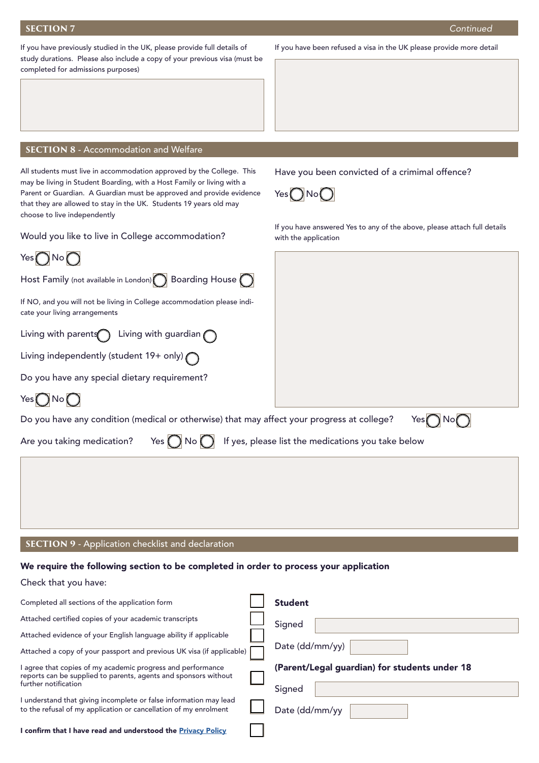## SECTION 7 *Continued*

If you have previously studied in the UK, please provide full details of study durations. Please also include a copy of your previous visa (must be completed for admissions purposes)

If you have been refused a visa in the UK please provide more detail

## SECTION 8 - Accommodation and Welfare

All students must live in accommodation approved by the College. This may be living in Student Boarding, with a Host Family or living with a Parent or Guardian. A Guardian must be approved and provide evidence that they are allowed to stay in the UK. Students 19 years old may choose to live independently

Would you like to live in College accommodation?

Yes ◯ No ◯

Host Family (not available in London) ◯ Boarding House ◯

If NO, and you will not be living in College accommodation please indicate your living arrangements

Living with parents ◯ Living with guardian ◯

Living independently (student 19+ only) ◯

Do you have any special dietary requirement?

Yes ◯ No ◯

Have you been convicted of a crimimal offence?

Yes ◯ No ◯

If you have answered Yes to any of the above, please attach full details with the application

Do you have any condition (medical or otherwise) that may affect your progress at college? Yes ◯ No ◯

Are you taking medication? Yes ◯ No ◯ If yes, please list the medications you take below

## SECTION 9 - Application checklist and declaration

**We require the following section to be completed in order to process your application**

Check that you have:

- Completed all sections of the application form ☐
- Attached certified copies of your academic transcripts ☐
- Attached evidence of your English language ability if applicable ☐
- Attached a copy of your passport and previous UK visa (if applicable) ☐
- I agree that copies of my academic progress and performance reports can be supplied to parents, agents and sponsors without further notification ☐
- I understand that giving incomplete or false information may lead to the refusal of my application or cancellation of my enrolment ☐
- **I confirm that I have read and understood the [Privacy Policy]** ☐

**Student**

Signed

Date (dd/mm/yy)

**(Parent/Legal guardian) for students under 18**

Signed

Date (dd/mm/yy